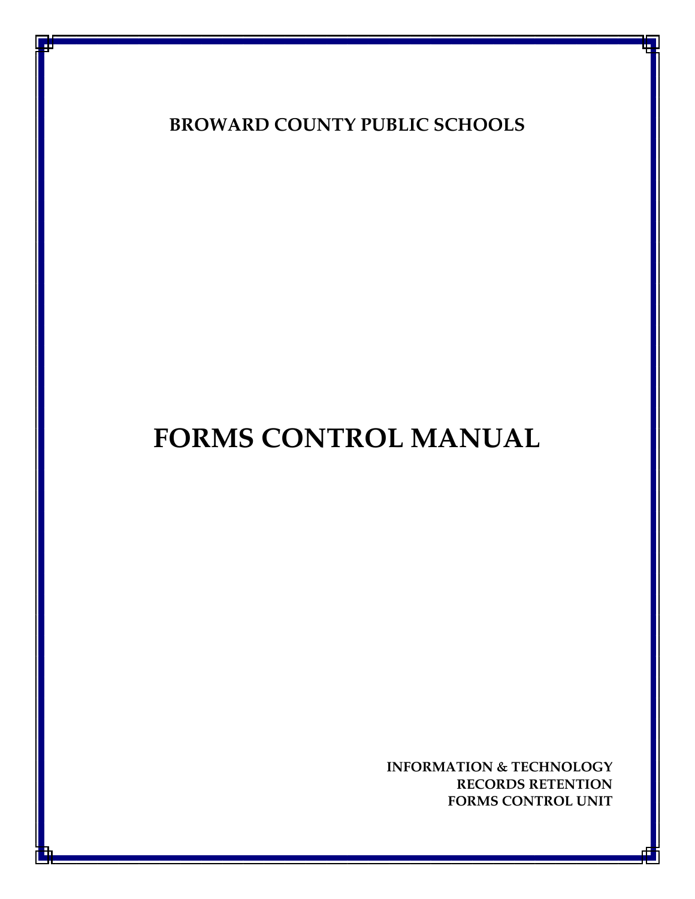**BROWARD COUNTY PUBLIC SCHOOLS**

# FORMS CONTROL MANUAL

**INFORMATION & TECHNOLOGY**
**RECORDS RETENTION**
**FORMS CONTROL UNIT**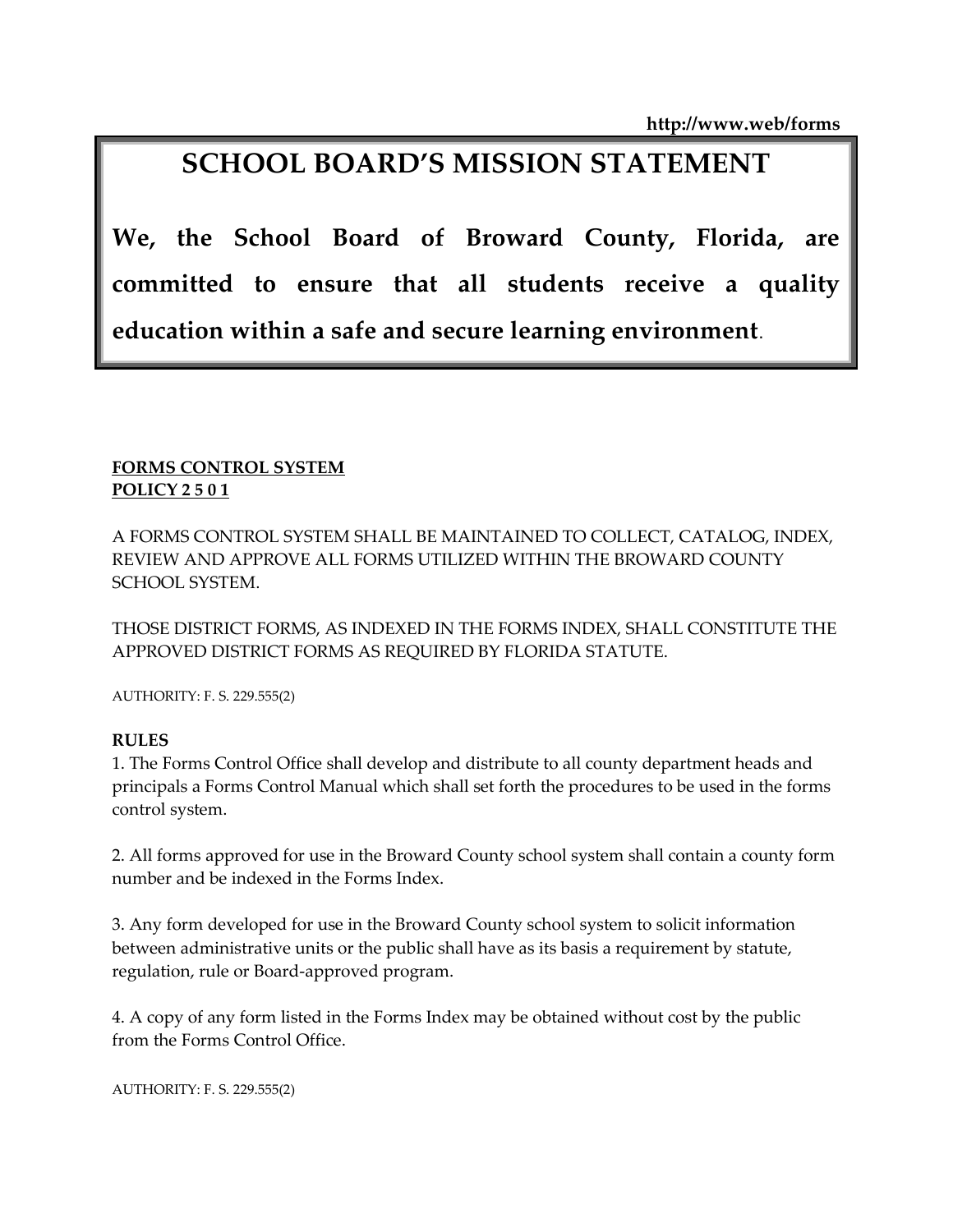http://www.web/forms

# SCHOOL BOARD'S MISSION STATEMENT

**We, the School Board of Broward County, Florida, are committed to ensure that all students receive a quality education within a safe and secure learning environment**.

**FORMS CONTROL SYSTEM**
**POLICY 2 5 0 1**

A FORMS CONTROL SYSTEM SHALL BE MAINTAINED TO COLLECT, CATALOG, INDEX, REVIEW AND APPROVE ALL FORMS UTILIZED WITHIN THE BROWARD COUNTY SCHOOL SYSTEM.

THOSE DISTRICT FORMS, AS INDEXED IN THE FORMS INDEX, SHALL CONSTITUTE THE APPROVED DISTRICT FORMS AS REQUIRED BY FLORIDA STATUTE.

AUTHORITY: F. S. 229.555(2)

**RULES**

1. The Forms Control Office shall develop and distribute to all county department heads and principals a Forms Control Manual which shall set forth the procedures to be used in the forms control system.

2. All forms approved for use in the Broward County school system shall contain a county form number and be indexed in the Forms Index.

3. Any form developed for use in the Broward County school system to solicit information between administrative units or the public shall have as its basis a requirement by statute, regulation, rule or Board-approved program.

4. A copy of any form listed in the Forms Index may be obtained without cost by the public from the Forms Control Office.

AUTHORITY: F. S. 229.555(2)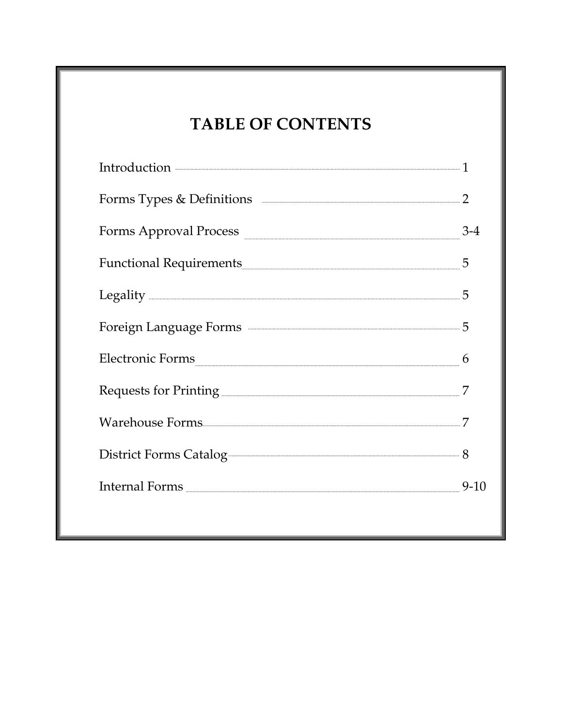# TABLE OF CONTENTS

| Section | Page |
|---|---|
| Introduction | 1 |
| Forms Types & Definitions | 2 |
| Forms Approval Process | 3-4 |
| Functional Requirements | 5 |
| Legality | 5 |
| Foreign Language Forms | 5 |
| Electronic Forms | 6 |
| Requests for Printing | 7 |
| Warehouse Forms | 7 |
| District Forms Catalog | 8 |
| Internal Forms | 9-10 |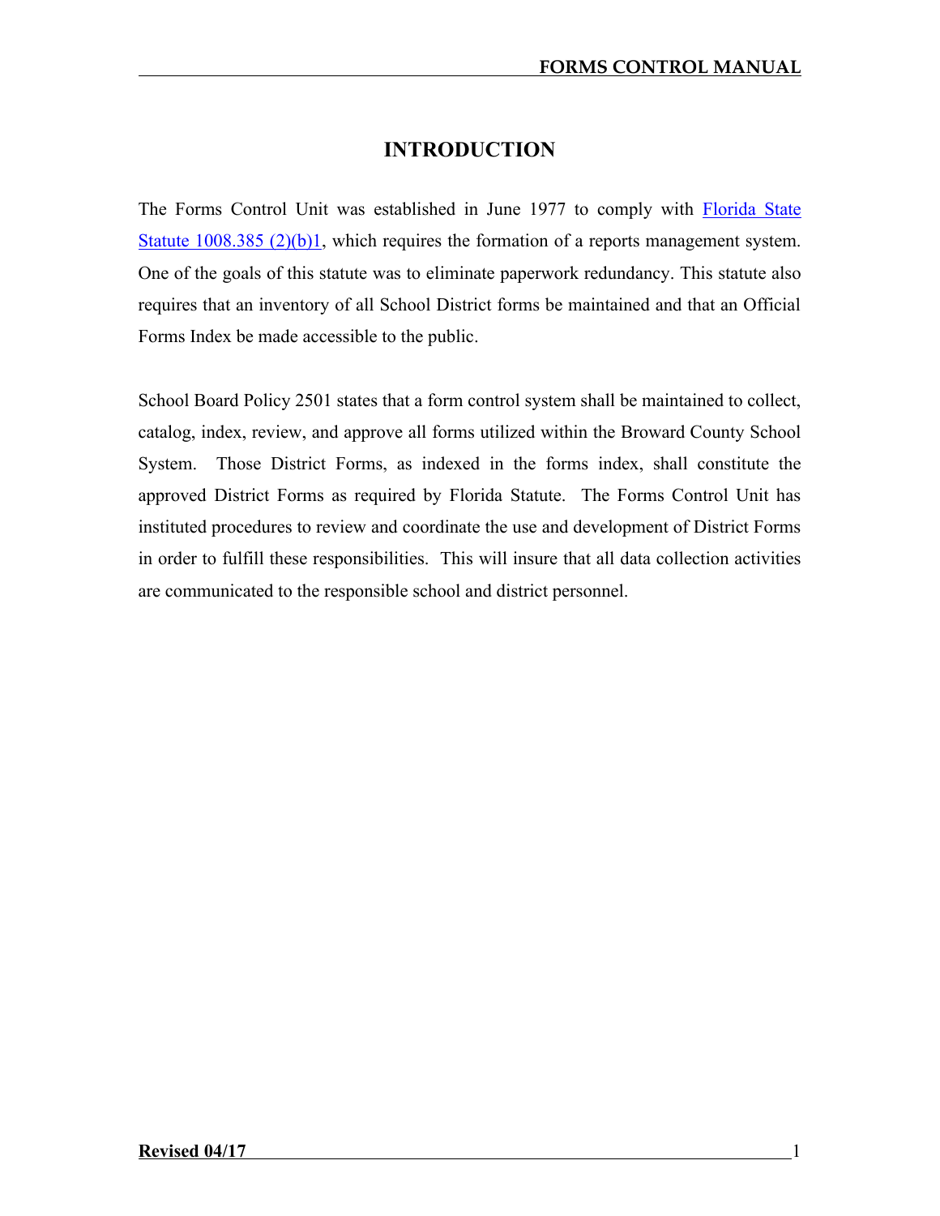# INTRODUCTION

The Forms Control Unit was established in June 1977 to comply with Florida State Statute 1008.385 (2)(b)1, which requires the formation of a reports management system. One of the goals of this statute was to eliminate paperwork redundancy. This statute also requires that an inventory of all School District forms be maintained and that an Official Forms Index be made accessible to the public.

School Board Policy 2501 states that a form control system shall be maintained to collect, catalog, index, review, and approve all forms utilized within the Broward County School System. Those District Forms, as indexed in the forms index, shall constitute the approved District Forms as required by Florida Statute. The Forms Control Unit has instituted procedures to review and coordinate the use and development of District Forms in order to fulfill these responsibilities. This will insure that all data collection activities are communicated to the responsible school and district personnel.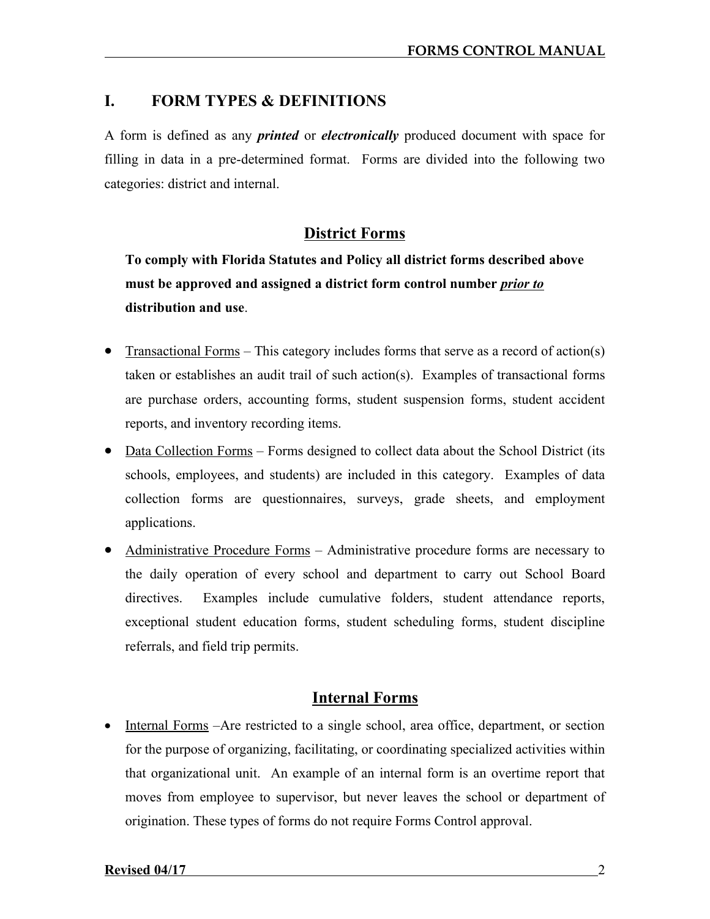# I. FORM TYPES & DEFINITIONS

A form is defined as any ***printed*** or ***electronically*** produced document with space for filling in data in a pre-determined format. Forms are divided into the following two categories: district and internal.

## District Forms

**To comply with Florida Statutes and Policy all district forms described above must be approved and assigned a district form control number *prior to* distribution and use**.

- Transactional Forms – This category includes forms that serve as a record of action(s) taken or establishes an audit trail of such action(s). Examples of transactional forms are purchase orders, accounting forms, student suspension forms, student accident reports, and inventory recording items.
- Data Collection Forms – Forms designed to collect data about the School District (its schools, employees, and students) are included in this category. Examples of data collection forms are questionnaires, surveys, grade sheets, and employment applications.
- Administrative Procedure Forms – Administrative procedure forms are necessary to the daily operation of every school and department to carry out School Board directives. Examples include cumulative folders, student attendance reports, exceptional student education forms, student scheduling forms, student discipline referrals, and field trip permits.

## Internal Forms

- Internal Forms –Are restricted to a single school, area office, department, or section for the purpose of organizing, facilitating, or coordinating specialized activities within that organizational unit. An example of an internal form is an overtime report that moves from employee to supervisor, but never leaves the school or department of origination. These types of forms do not require Forms Control approval.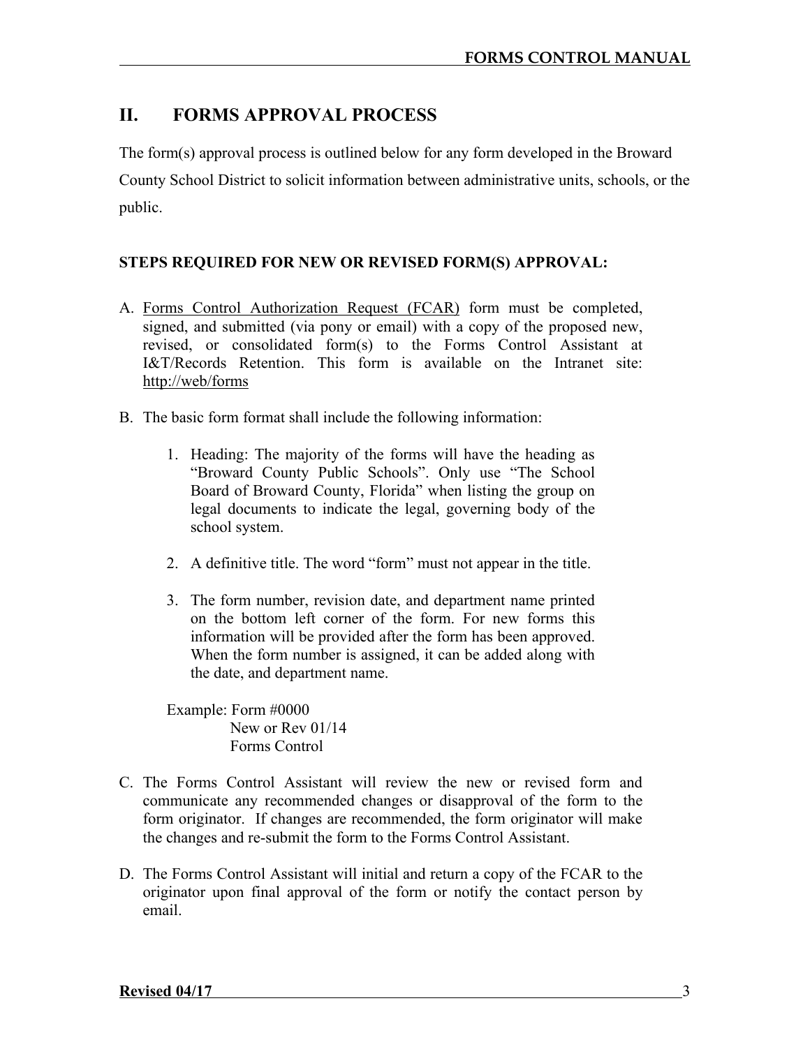## II. FORMS APPROVAL PROCESS

The form(s) approval process is outlined below for any form developed in the Broward County School District to solicit information between administrative units, schools, or the public.

**STEPS REQUIRED FOR NEW OR REVISED FORM(S) APPROVAL:**

A. Forms Control Authorization Request (FCAR) form must be completed, signed, and submitted (via pony or email) with a copy of the proposed new, revised, or consolidated form(s) to the Forms Control Assistant at I&T/Records Retention. This form is available on the Intranet site: http://web/forms

B. The basic form format shall include the following information:

   1. Heading: The majority of the forms will have the heading as "Broward County Public Schools". Only use "The School Board of Broward County, Florida" when listing the group on legal documents to indicate the legal, governing body of the school system.

   2. A definitive title. The word "form" must not appear in the title.

   3. The form number, revision date, and department name printed on the bottom left corner of the form. For new forms this information will be provided after the form has been approved. When the form number is assigned, it can be added along with the date, and department name.

   Example: Form #0000
   New or Rev 01/14
   Forms Control

C. The Forms Control Assistant will review the new or revised form and communicate any recommended changes or disapproval of the form to the form originator. If changes are recommended, the form originator will make the changes and re-submit the form to the Forms Control Assistant.

D. The Forms Control Assistant will initial and return a copy of the FCAR to the originator upon final approval of the form or notify the contact person by email.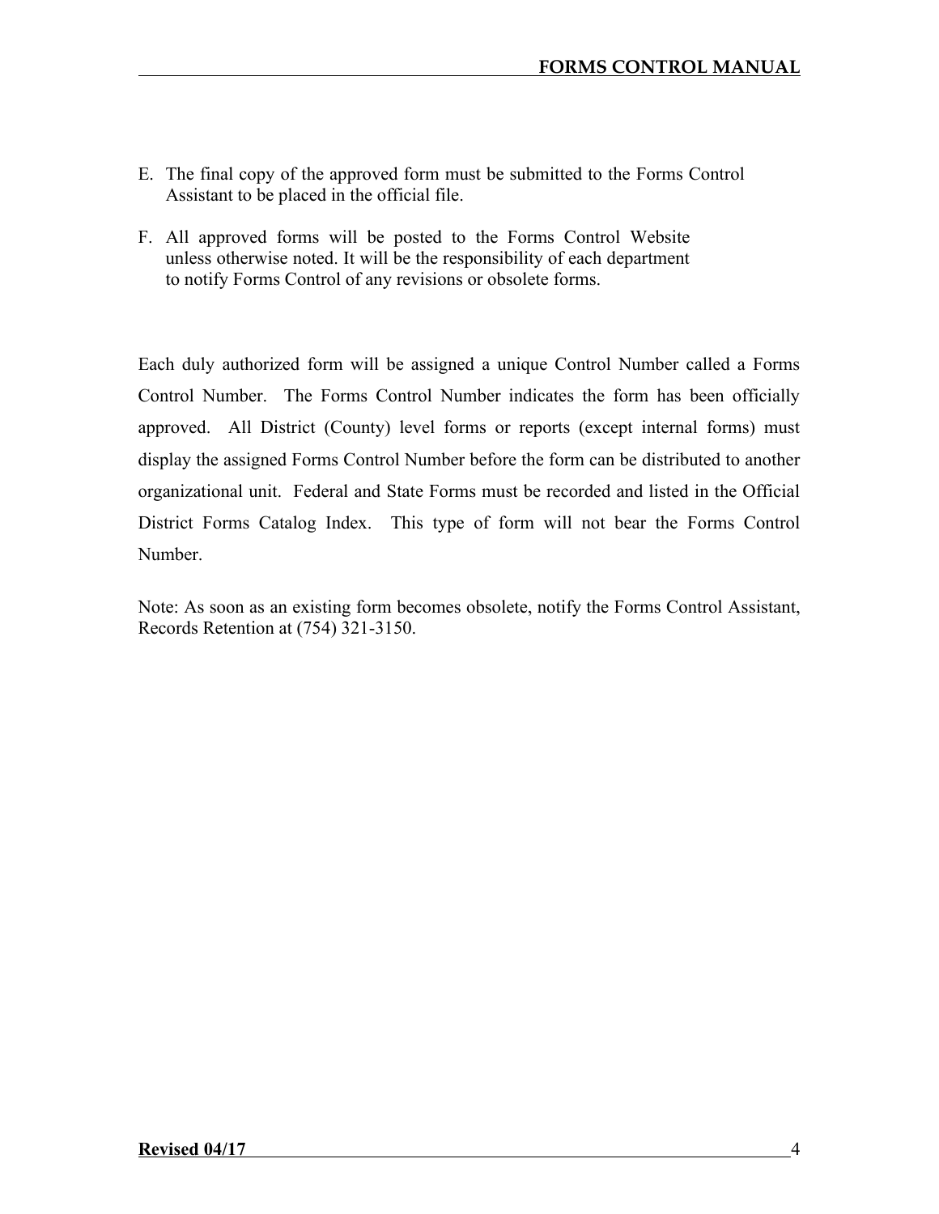E. The final copy of the approved form must be submitted to the Forms Control Assistant to be placed in the official file.

F. All approved forms will be posted to the Forms Control Website unless otherwise noted. It will be the responsibility of each department to notify Forms Control of any revisions or obsolete forms.

Each duly authorized form will be assigned a unique Control Number called a Forms Control Number. The Forms Control Number indicates the form has been officially approved. All District (County) level forms or reports (except internal forms) must display the assigned Forms Control Number before the form can be distributed to another organizational unit. Federal and State Forms must be recorded and listed in the Official District Forms Catalog Index. This type of form will not bear the Forms Control Number.

Note: As soon as an existing form becomes obsolete, notify the Forms Control Assistant, Records Retention at (754) 321-3150.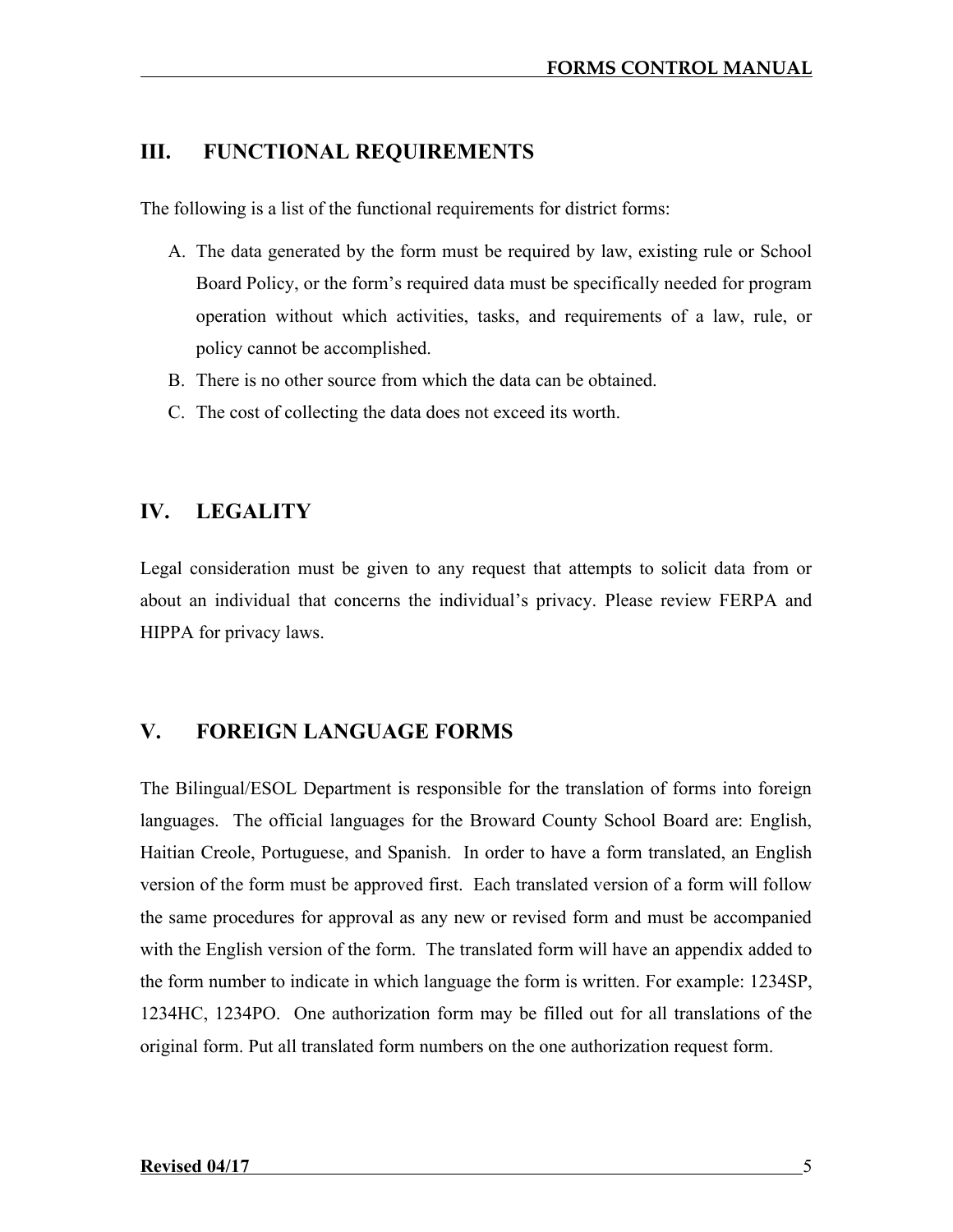## III. FUNCTIONAL REQUIREMENTS

The following is a list of the functional requirements for district forms:

A. The data generated by the form must be required by law, existing rule or School Board Policy, or the form's required data must be specifically needed for program operation without which activities, tasks, and requirements of a law, rule, or policy cannot be accomplished.
B. There is no other source from which the data can be obtained.
C. The cost of collecting the data does not exceed its worth.

## IV. LEGALITY

Legal consideration must be given to any request that attempts to solicit data from or about an individual that concerns the individual's privacy. Please review FERPA and HIPPA for privacy laws.

## V. FOREIGN LANGUAGE FORMS

The Bilingual/ESOL Department is responsible for the translation of forms into foreign languages. The official languages for the Broward County School Board are: English, Haitian Creole, Portuguese, and Spanish. In order to have a form translated, an English version of the form must be approved first. Each translated version of a form will follow the same procedures for approval as any new or revised form and must be accompanied with the English version of the form. The translated form will have an appendix added to the form number to indicate in which language the form is written. For example: 1234SP, 1234HC, 1234PO. One authorization form may be filled out for all translations of the original form. Put all translated form numbers on the one authorization request form.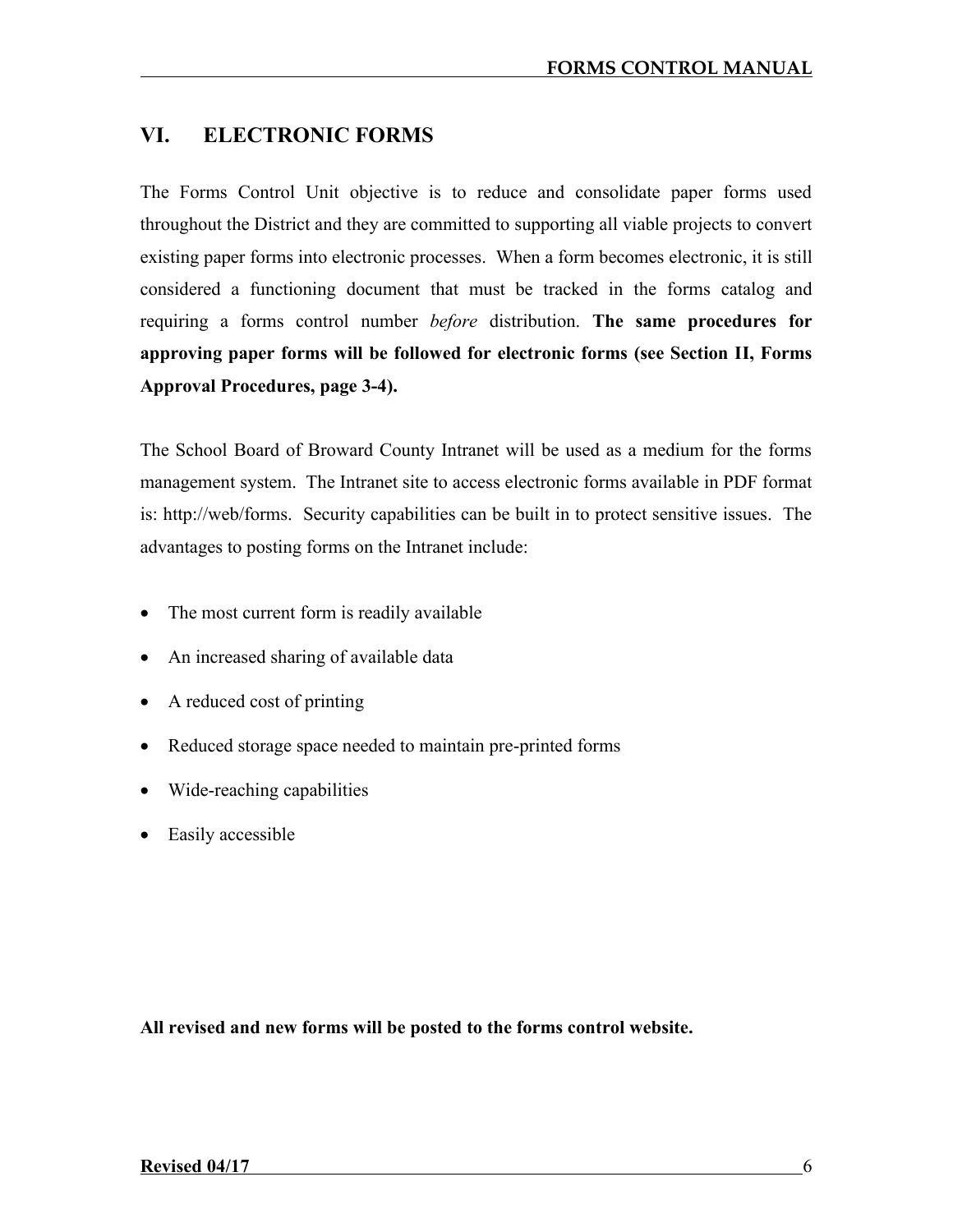## VI. ELECTRONIC FORMS

The Forms Control Unit objective is to reduce and consolidate paper forms used throughout the District and they are committed to supporting all viable projects to convert existing paper forms into electronic processes. When a form becomes electronic, it is still considered a functioning document that must be tracked in the forms catalog and requiring a forms control number *before* distribution. **The same procedures for approving paper forms will be followed for electronic forms (see Section II, Forms Approval Procedures, page 3-4).**

The School Board of Broward County Intranet will be used as a medium for the forms management system. The Intranet site to access electronic forms available in PDF format is: http://web/forms. Security capabilities can be built in to protect sensitive issues. The advantages to posting forms on the Intranet include:

- The most current form is readily available
- An increased sharing of available data
- A reduced cost of printing
- Reduced storage space needed to maintain pre-printed forms
- Wide-reaching capabilities
- Easily accessible

**All revised and new forms will be posted to the forms control website.**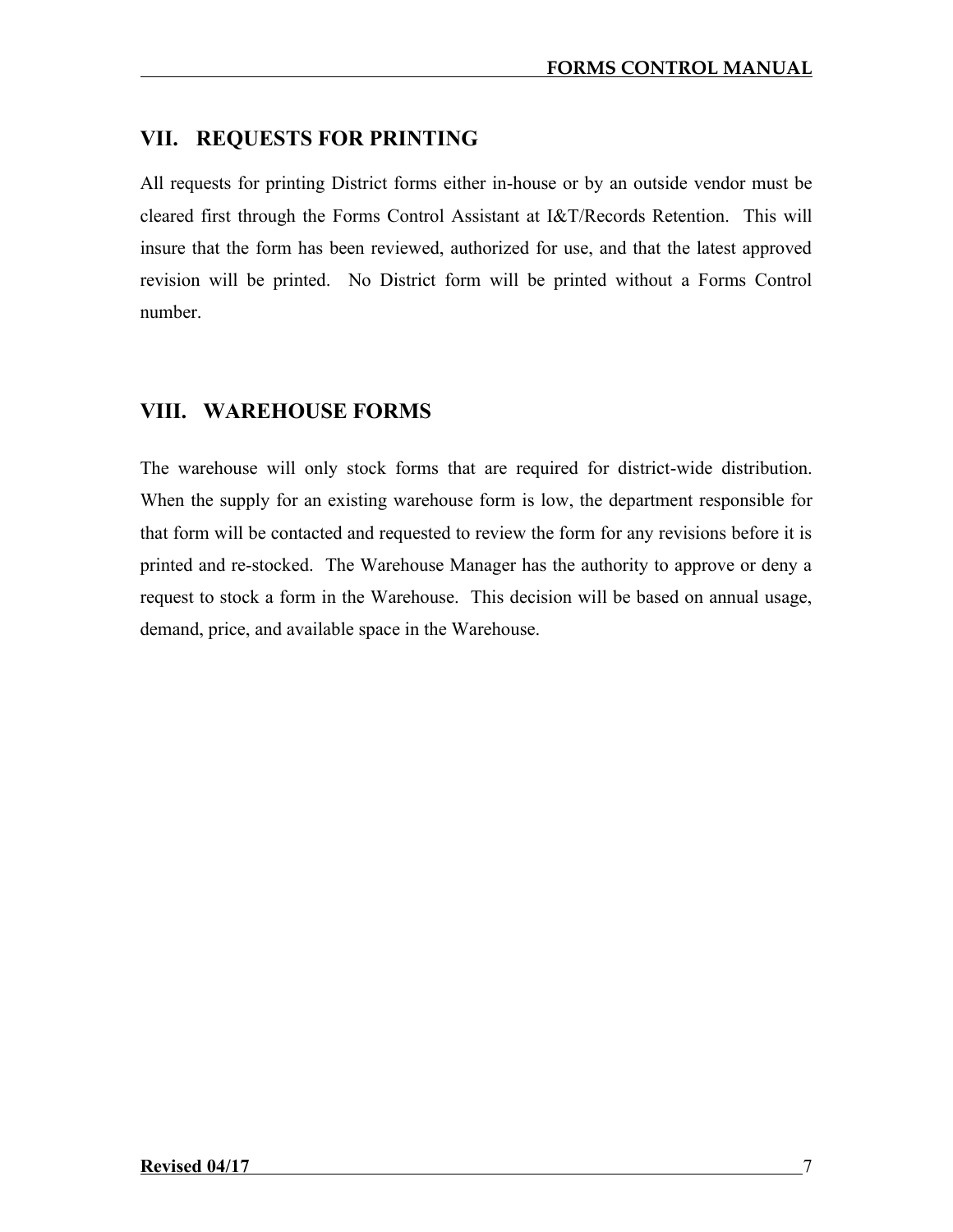## VII. REQUESTS FOR PRINTING

All requests for printing District forms either in-house or by an outside vendor must be cleared first through the Forms Control Assistant at I&T/Records Retention. This will insure that the form has been reviewed, authorized for use, and that the latest approved revision will be printed. No District form will be printed without a Forms Control number.

## VIII. WAREHOUSE FORMS

The warehouse will only stock forms that are required for district-wide distribution. When the supply for an existing warehouse form is low, the department responsible for that form will be contacted and requested to review the form for any revisions before it is printed and re-stocked. The Warehouse Manager has the authority to approve or deny a request to stock a form in the Warehouse. This decision will be based on annual usage, demand, price, and available space in the Warehouse.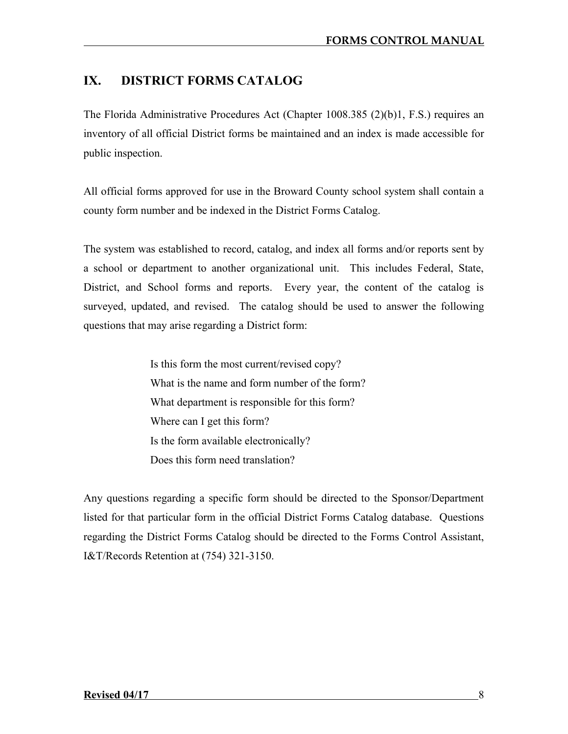# IX. DISTRICT FORMS CATALOG

The Florida Administrative Procedures Act (Chapter 1008.385 (2)(b)1, F.S.) requires an inventory of all official District forms be maintained and an index is made accessible for public inspection.

All official forms approved for use in the Broward County school system shall contain a county form number and be indexed in the District Forms Catalog.

The system was established to record, catalog, and index all forms and/or reports sent by a school or department to another organizational unit. This includes Federal, State, District, and School forms and reports. Every year, the content of the catalog is surveyed, updated, and revised. The catalog should be used to answer the following questions that may arise regarding a District form:

Is this form the most current/revised copy?
What is the name and form number of the form?
What department is responsible for this form?
Where can I get this form?
Is the form available electronically?
Does this form need translation?

Any questions regarding a specific form should be directed to the Sponsor/Department listed for that particular form in the official District Forms Catalog database. Questions regarding the District Forms Catalog should be directed to the Forms Control Assistant, I&T/Records Retention at (754) 321-3150.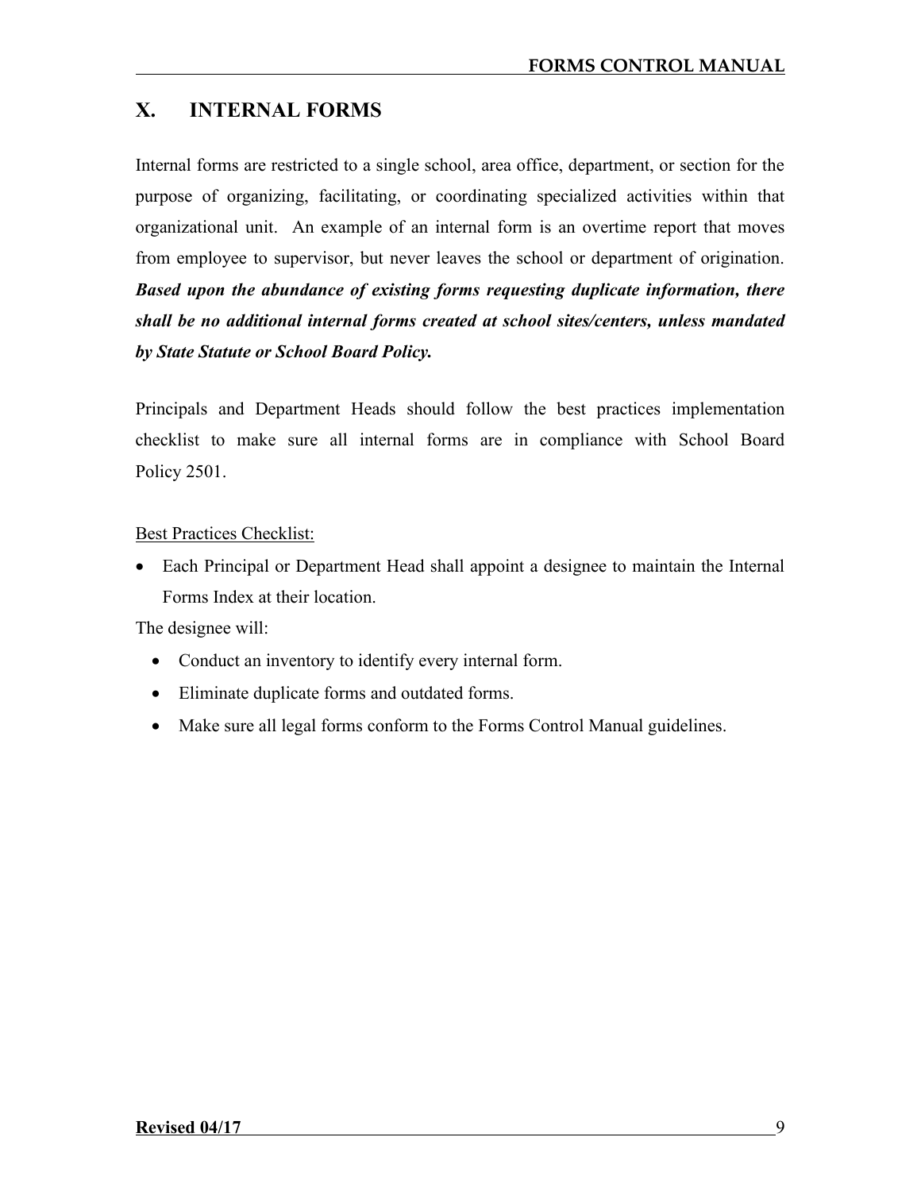## X. INTERNAL FORMS

Internal forms are restricted to a single school, area office, department, or section for the purpose of organizing, facilitating, or coordinating specialized activities within that organizational unit. An example of an internal form is an overtime report that moves from employee to supervisor, but never leaves the school or department of origination. ***Based upon the abundance of existing forms requesting duplicate information, there shall be no additional internal forms created at school sites/centers, unless mandated by State Statute or School Board Policy.***

Principals and Department Heads should follow the best practices implementation checklist to make sure all internal forms are in compliance with School Board Policy 2501.

<u>Best Practices Checklist:</u>

- Each Principal or Department Head shall appoint a designee to maintain the Internal Forms Index at their location.

The designee will:

- Conduct an inventory to identify every internal form.
- Eliminate duplicate forms and outdated forms.
- Make sure all legal forms conform to the Forms Control Manual guidelines.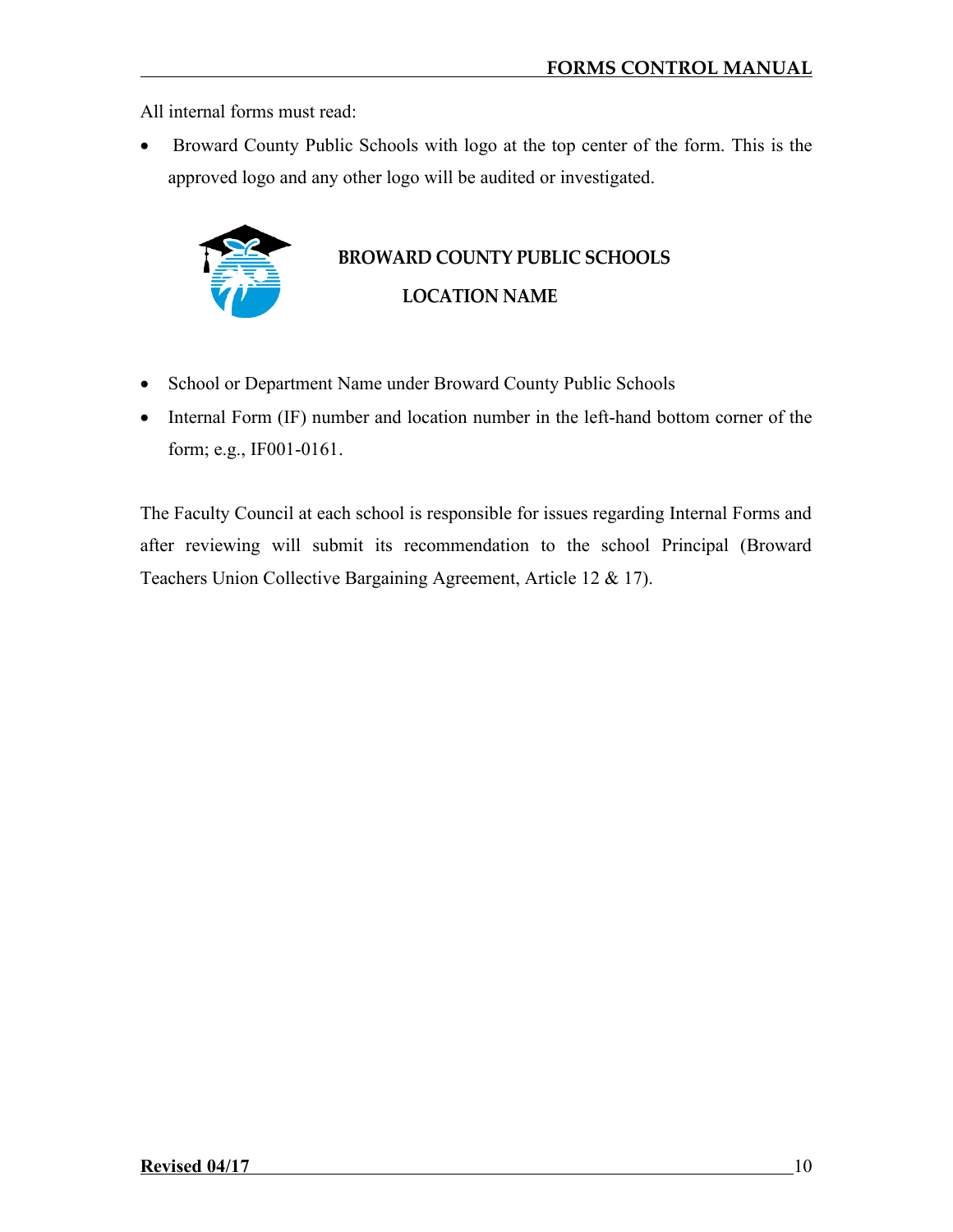All internal forms must read:

- Broward County Public Schools with logo at the top center of the form. This is the approved logo and any other logo will be audited or investigated.

**BROWARD COUNTY PUBLIC SCHOOLS**

**LOCATION NAME**

- School or Department Name under Broward County Public Schools
- Internal Form (IF) number and location number in the left-hand bottom corner of the form; e.g., IF001-0161.

The Faculty Council at each school is responsible for issues regarding Internal Forms and after reviewing will submit its recommendation to the school Principal (Broward Teachers Union Collective Bargaining Agreement, Article 12 & 17).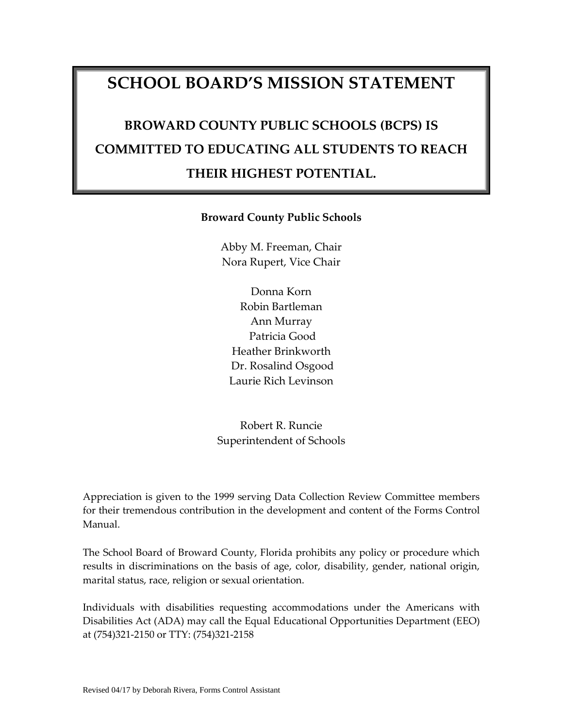# SCHOOL BOARD'S MISSION STATEMENT

## BROWARD COUNTY PUBLIC SCHOOLS (BCPS) IS COMMITTED TO EDUCATING ALL STUDENTS TO REACH THEIR HIGHEST POTENTIAL.

**Broward County Public Schools**

Abby M. Freeman, Chair
Nora Rupert, Vice Chair

Donna Korn
Robin Bartleman
Ann Murray
Patricia Good
Heather Brinkworth
Dr. Rosalind Osgood
Laurie Rich Levinson

Robert R. Runcie
Superintendent of Schools

Appreciation is given to the 1999 serving Data Collection Review Committee members for their tremendous contribution in the development and content of the Forms Control Manual.

The School Board of Broward County, Florida prohibits any policy or procedure which results in discriminations on the basis of age, color, disability, gender, national origin, marital status, race, religion or sexual orientation.

Individuals with disabilities requesting accommodations under the Americans with Disabilities Act (ADA) may call the Equal Educational Opportunities Department (EEO) at (754)321-2150 or TTY: (754)321-2158

Revised 04/17 by Deborah Rivera, Forms Control Assistant